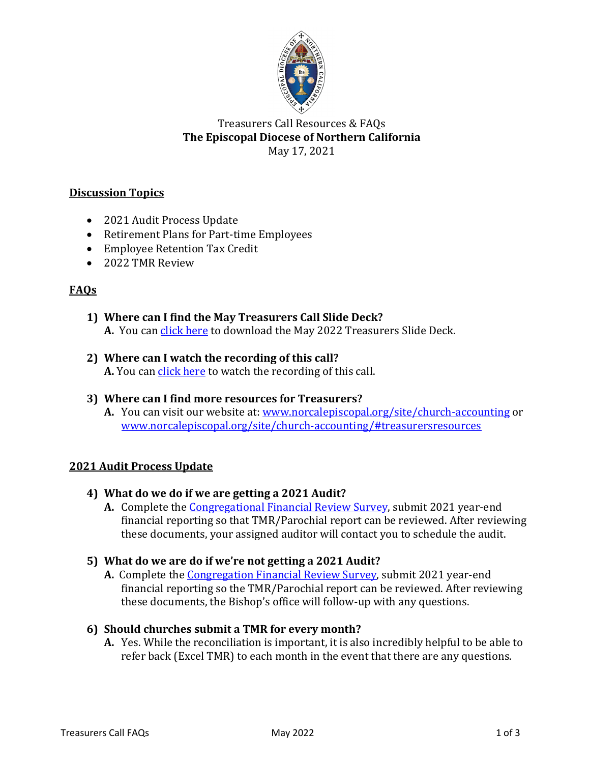Treasurers Call Resources & FAQs
**The Episcopal Diocese of Northern California**
May 17, 2021

## Discussion Topics

- 2021 Audit Process Update
- Retirement Plans for Part-time Employees
- Employee Retention Tax Credit
- 2022 TMR Review

## FAQs

**1) Where can I find the May Treasurers Call Slide Deck?**
**A.** You can click here to download the May 2022 Treasurers Slide Deck.

**2) Where can I watch the recording of this call?**
**A.** You can click here to watch the recording of this call.

**3) Where can I find more resources for Treasurers?**
**A.** You can visit our website at: www.norcalepiscopal.org/site/church-accounting or www.norcalepiscopal.org/site/church-accounting/#treasurersresources

## 2021 Audit Process Update

**4) What do we do if we are getting a 2021 Audit?**
**A.** Complete the Congregational Financial Review Survey, submit 2021 year-end financial reporting so that TMR/Parochial report can be reviewed. After reviewing these documents, your assigned auditor will contact you to schedule the audit.

**5) What do we are do if we're not getting a 2021 Audit?**
**A.** Complete the Congregation Financial Review Survey, submit 2021 year-end financial reporting so the TMR/Parochial report can be reviewed. After reviewing these documents, the Bishop's office will follow-up with any questions.

**6) Should churches submit a TMR for every month?**
**A.** Yes. While the reconciliation is important, it is also incredibly helpful to be able to refer back (Excel TMR) to each month in the event that there are any questions.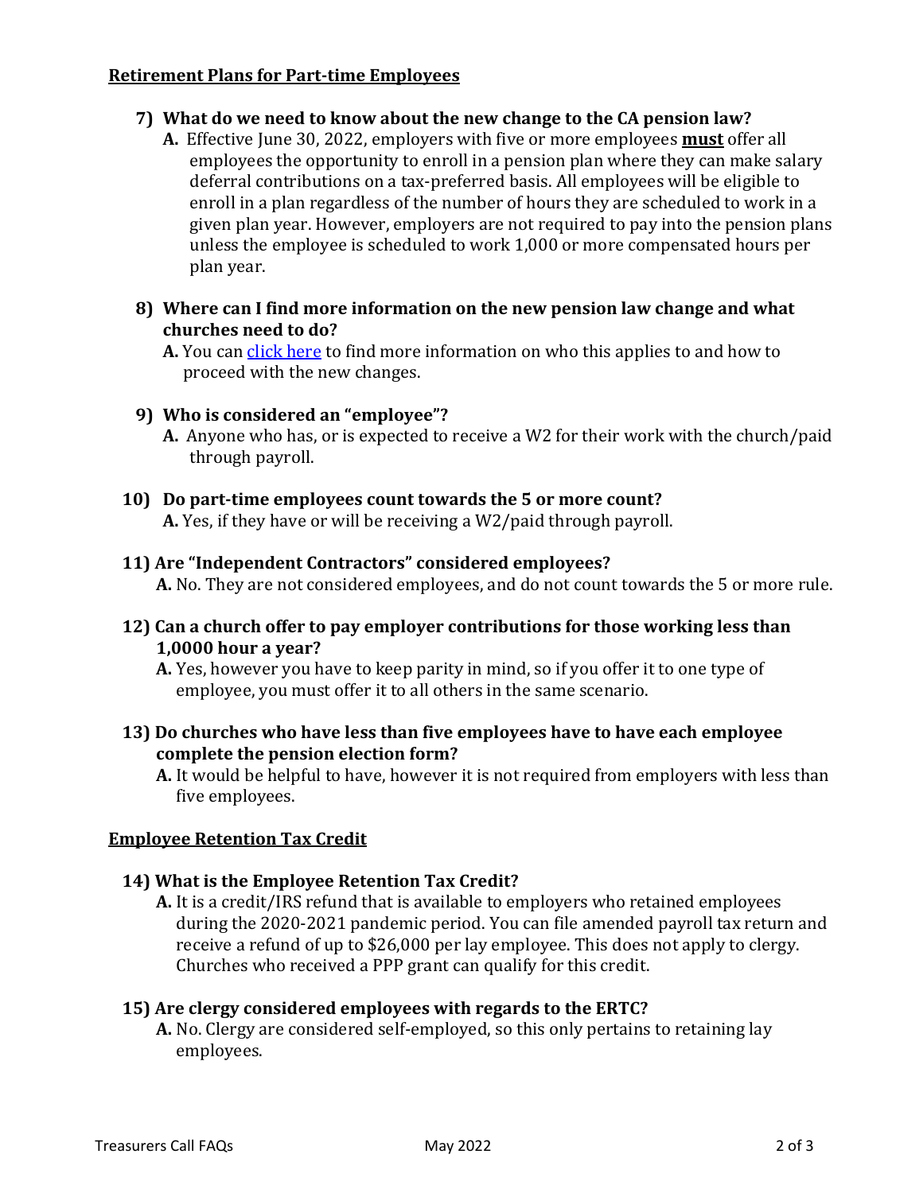## Retirement Plans for Part-time Employees

7) **What do we need to know about the new change to the CA pension law?**

   **A.** Effective June 30, 2022, employers with five or more employees **must** offer all employees the opportunity to enroll in a pension plan where they can make salary deferral contributions on a tax-preferred basis. All employees will be eligible to enroll in a plan regardless of the number of hours they are scheduled to work in a given plan year. However, employers are not required to pay into the pension plans unless the employee is scheduled to work 1,000 or more compensated hours per plan year.

8) **Where can I find more information on the new pension law change and what churches need to do?**

   **A.** You can click here to find more information on who this applies to and how to proceed with the new changes.

9) **Who is considered an "employee"?**

   **A.** Anyone who has, or is expected to receive a W2 for their work with the church/paid through payroll.

10) **Do part-time employees count towards the 5 or more count?**

    **A.** Yes, if they have or will be receiving a W2/paid through payroll.

11) **Are "Independent Contractors" considered employees?**

    **A.** No. They are not considered employees, and do not count towards the 5 or more rule.

12) **Can a church offer to pay employer contributions for those working less than 1,0000 hour a year?**

    **A.** Yes, however you have to keep parity in mind, so if you offer it to one type of employee, you must offer it to all others in the same scenario.

13) **Do churches who have less than five employees have to have each employee complete the pension election form?**

    **A.** It would be helpful to have, however it is not required from employers with less than five employees.

## Employee Retention Tax Credit

14) **What is the Employee Retention Tax Credit?**

    **A.** It is a credit/IRS refund that is available to employers who retained employees during the 2020-2021 pandemic period. You can file amended payroll tax return and receive a refund of up to $26,000 per lay employee. This does not apply to clergy. Churches who received a PPP grant can qualify for this credit.

15) **Are clergy considered employees with regards to the ERTC?**

    **A.** No. Clergy are considered self-employed, so this only pertains to retaining lay employees.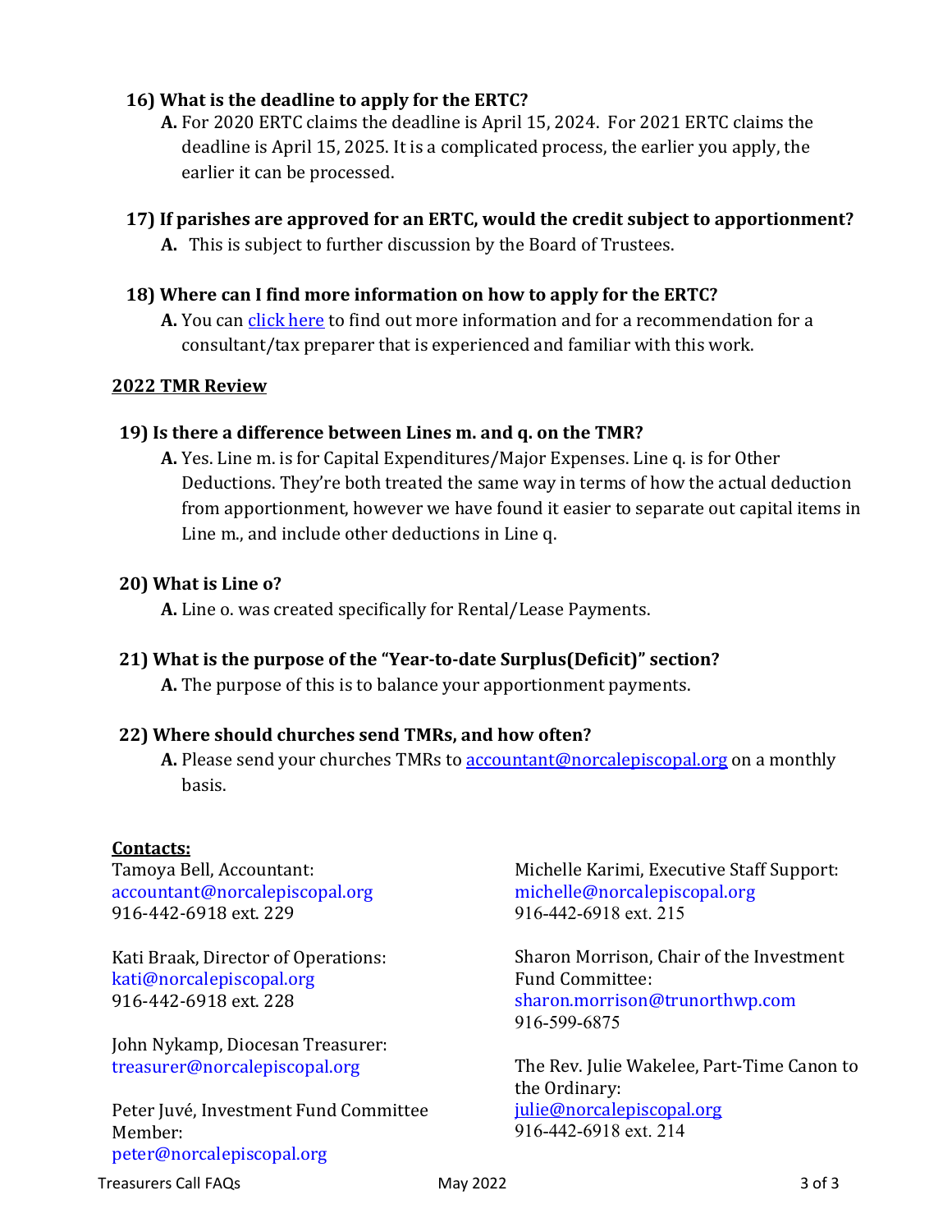**16) What is the deadline to apply for the ERTC?**

**A.** For 2020 ERTC claims the deadline is April 15, 2024. For 2021 ERTC claims the deadline is April 15, 2025. It is a complicated process, the earlier you apply, the earlier it can be processed.

**17) If parishes are approved for an ERTC, would the credit subject to apportionment?**

**A.** This is subject to further discussion by the Board of Trustees.

**18) Where can I find more information on how to apply for the ERTC?**

**A.** You can click here to find out more information and for a recommendation for a consultant/tax preparer that is experienced and familiar with this work.

## 2022 TMR Review

**19) Is there a difference between Lines m. and q. on the TMR?**

**A.** Yes. Line m. is for Capital Expenditures/Major Expenses. Line q. is for Other Deductions. They're both treated the same way in terms of how the actual deduction from apportionment, however we have found it easier to separate out capital items in Line m., and include other deductions in Line q.

**20) What is Line o?**

**A.** Line o. was created specifically for Rental/Lease Payments.

**21) What is the purpose of the "Year-to-date Surplus(Deficit)" section?**

**A.** The purpose of this is to balance your apportionment payments.

**22) Where should churches send TMRs, and how often?**

**A.** Please send your churches TMRs to accountant@norcalepiscopal.org on a monthly basis.

**Contacts:**

Tamoya Bell, Accountant:
accountant@norcalepiscopal.org
916-442-6918 ext. 229

Kati Braak, Director of Operations:
kati@norcalepiscopal.org
916-442-6918 ext. 228

John Nykamp, Diocesan Treasurer:
treasurer@norcalepiscopal.org

Peter Juvé, Investment Fund Committee Member:
peter@norcalepiscopal.org

Michelle Karimi, Executive Staff Support:
michelle@norcalepiscopal.org
916-442-6918 ext. 215

Sharon Morrison, Chair of the Investment Fund Committee:
sharon.morrison@trunorthwp.com
916-599-6875

The Rev. Julie Wakelee, Part-Time Canon to the Ordinary:
julie@norcalepiscopal.org
916-442-6918 ext. 214